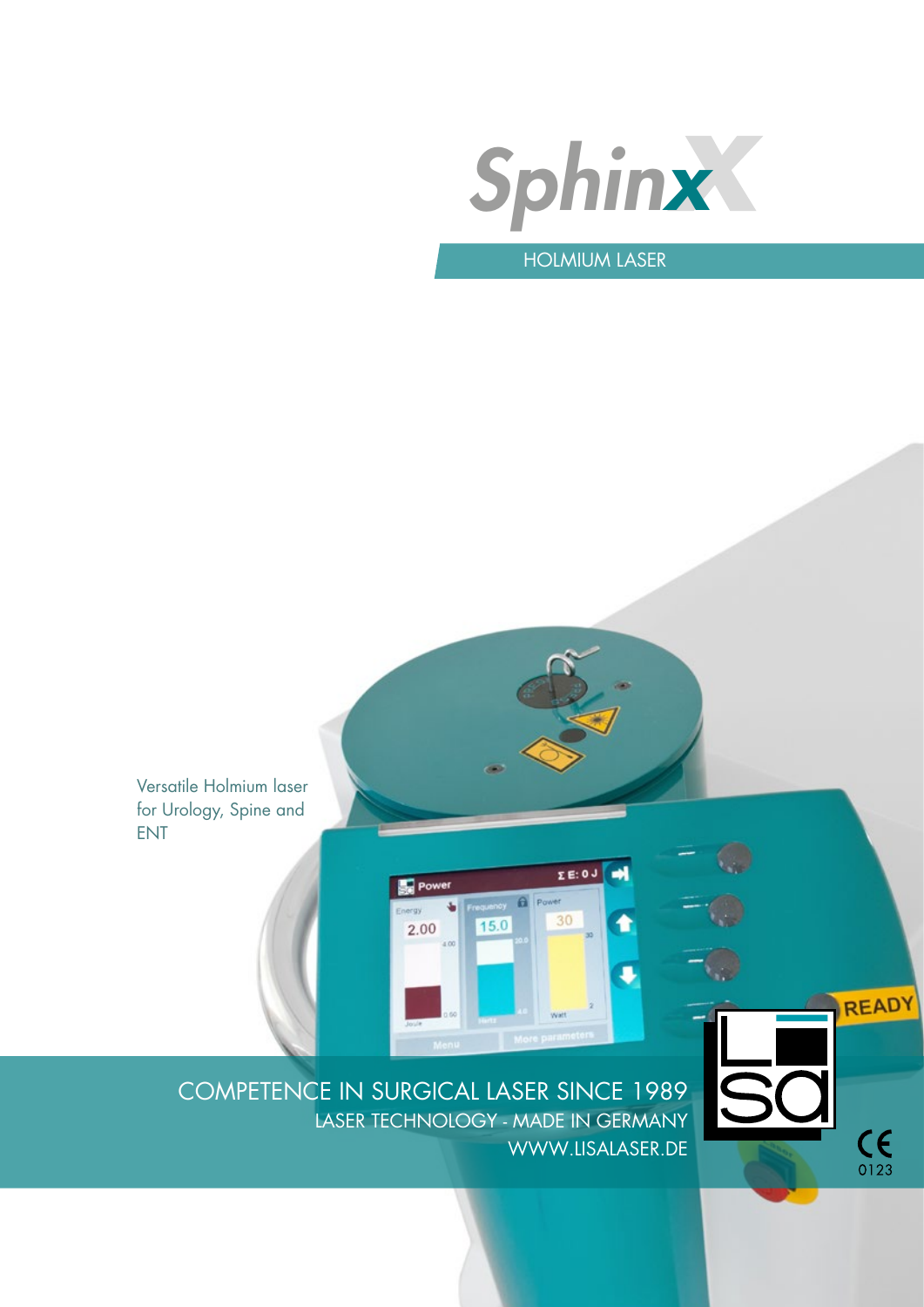# SphinxX

## HOLMIUM LASER

Versatile Holmium laser for Urology, Spine and ENT

COMPETENCE IN SURGICAL LASER SINCE 1989

LASER TECHNOLOGY - MADE IN GERMANY

WWW.LISALASER.DE

0123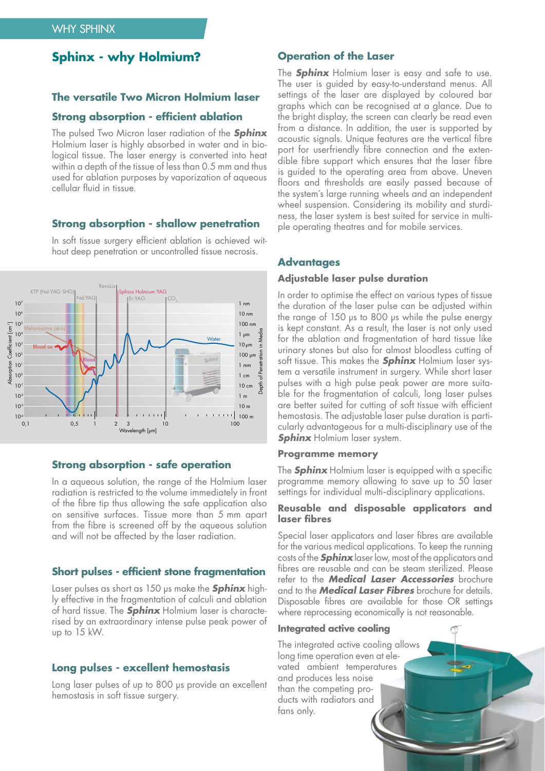# Sphinx - why Holmium?

## The versatile Two Micron Holmium laser

### Strong absorption - efficient ablation

The pulsed Two Micron laser radiation of the ***Sphinx*** Holmium laser is highly absorbed in water and in biological tissue. The laser energy is converted into heat within a depth of the tissue of less than 0.5 mm and thus used for ablation purposes by vaporization of aqueous cellular fluid in tissue.

### Strong absorption - shallow penetration

In soft tissue surgery efficient ablation is achieved without deep penetration or uncontrolled tissue necrosis.

### Strong absorption - safe operation

In a aqueous solution, the range of the Holmium laser radiation is restricted to the volume immediately in front of the fibre tip thus allowing the safe application also on sensitive surfaces. Tissue more than 5 mm apart from the fibre is screened off by the aqueous solution and will not be affected by the laser radiation.

### Short pulses - efficient stone fragmentation

Laser pulses as short as 150 µs make the ***Sphinx*** highly effective in the fragmentation of calculi and ablation of hard tissue. The ***Sphinx*** Holmium laser is characterised by an extraordinary intense pulse peak power of up to 15 kW.

### Long pulses - excellent hemostasis

Long laser pulses of up to 800 µs provide an excellent hemostasis in soft tissue surgery.

## Operation of the Laser

The ***Sphinx*** Holmium laser is easy and safe to use. The user is guided by easy-to-understand menus. All settings of the laser are displayed by coloured bar graphs which can be recognised at a glance. Due to the bright display, the screen can clearly be read even from a distance. In addition, the user is supported by acoustic signals. Unique features are the vertical fibre port for userfriendly fibre connection and the extendible fibre support which ensures that the laser fibre is guided to the operating area from above. Uneven floors and thresholds are easily passed because of the system´s large running wheels and an independent wheel suspension. Considering its mobility and sturdiness, the laser system is best suited for service in multiple operating theatres and for mobile services.

## Advantages

### Adjustable laser pulse duration

In order to optimise the effect on various types of tissue the duration of the laser pulse can be adjusted within the range of 150 µs to 800 µs while the pulse energy is kept constant. As a result, the laser is not only used for the ablation and fragmentation of hard tissue like urinary stones but also for almost bloodless cutting of soft tissue. This makes the ***Sphinx*** Holmium laser system a versatile instrument in surgery. While short laser pulses with a high pulse peak power are more suitable for the fragmentation of calculi, long laser pulses are better suited for cutting of soft tissue with efficient hemostasis. The adjustable laser pulse duration is particularly advantageous for a multi-disciplinary use of the ***Sphinx*** Holmium laser system.

### Programme memory

The ***Sphinx*** Holmium laser is equipped with a specific programme memory allowing to save up to 50 laser settings for individual multi-disciplinary applications.

### Reusable and disposable applicators and laser fibres

Special laser applicators and laser fibres are available for the various medical applications. To keep the running costs of the ***Sphinx*** laser low, most of the applicators and fibres are reusable and can be steam sterilized. Please refer to the ***Medical Laser Accessories*** brochure and to the ***Medical Laser Fibres*** brochure for details. Disposable fibres are available for those OR settings where reprocessing economically is not reasonable.

### Integrated active cooling

The integrated active cooling allows long time operation even at elevated ambient temperatures and produces less noise than the competing products with radiators and fans only.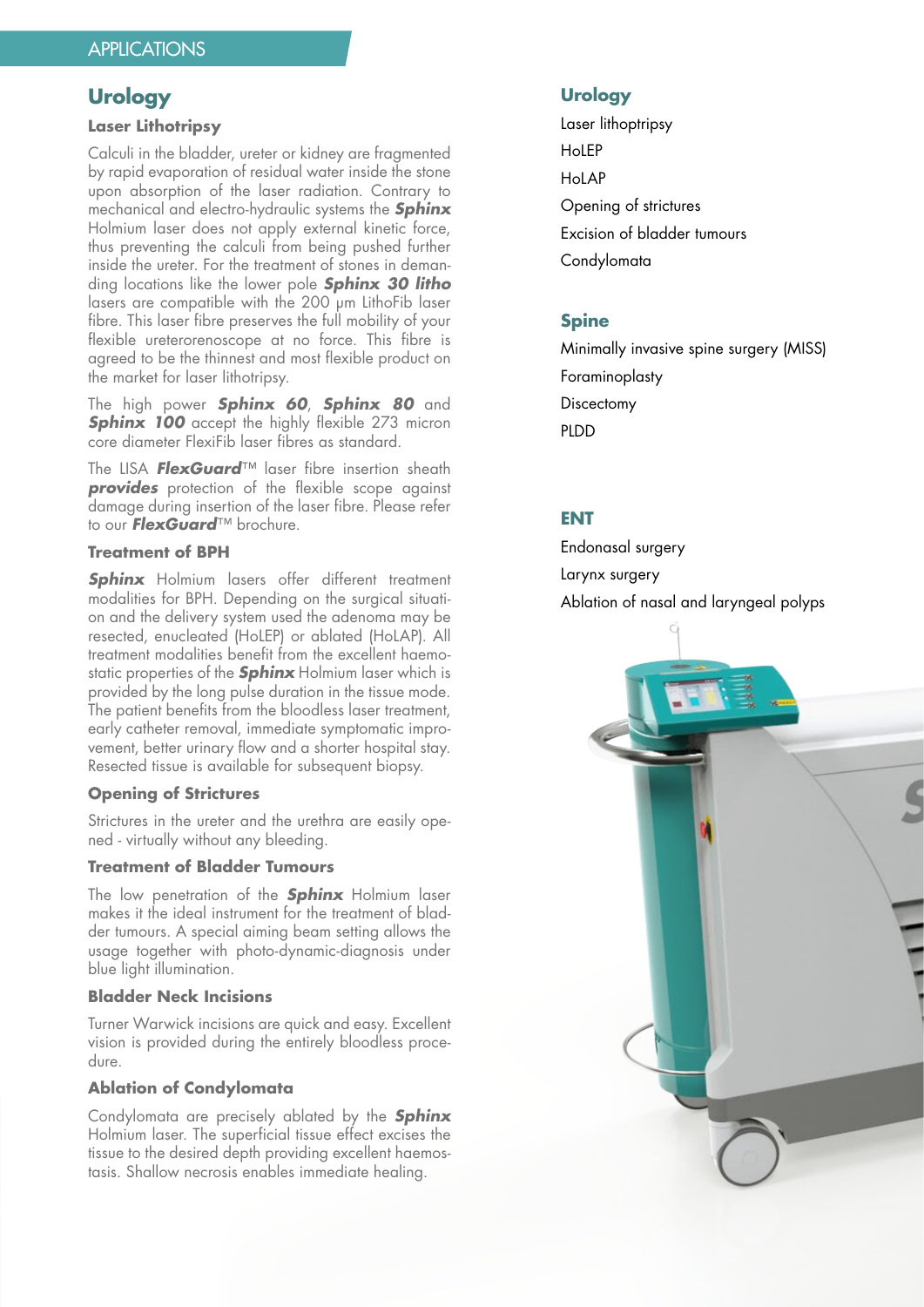APPLICATIONS

## Urology

### Laser Lithotripsy

Calculi in the bladder, ureter or kidney are fragmented by rapid evaporation of residual water inside the stone upon absorption of the laser radiation. Contrary to mechanical and electro-hydraulic systems the ***Sphinx*** Holmium laser does not apply external kinetic force, thus preventing the calculi from being pushed further inside the ureter. For the treatment of stones in demanding locations like the lower pole ***Sphinx 30 litho*** lasers are compatible with the 200 µm LithoFib laser fibre. This laser fibre preserves the full mobility of your flexible ureterorenoscope at no force. This fibre is agreed to be the thinnest and most flexible product on the market for laser lithotripsy.

The high power ***Sphinx 60***, ***Sphinx 80*** and ***Sphinx 100*** accept the highly flexible 273 micron core diameter FlexiFib laser fibres as standard.

The LISA ***FlexGuard***™ laser fibre insertion sheath ***provides*** protection of the flexible scope against damage during insertion of the laser fibre. Please refer to our ***FlexGuard***™ brochure.

### Treatment of BPH

***Sphinx*** Holmium lasers offer different treatment modalities for BPH. Depending on the surgical situation and the delivery system used the adenoma may be resected, enucleated (HoLEP) or ablated (HoLAP). All treatment modalities benefit from the excellent haemostatic properties of the ***Sphinx*** Holmium laser which is provided by the long pulse duration in the tissue mode. The patient benefits from the bloodless laser treatment, early catheter removal, immediate symptomatic improvement, better urinary flow and a shorter hospital stay. Resected tissue is available for subsequent biopsy.

### Opening of Strictures

Strictures in the ureter and the urethra are easily opened - virtually without any bleeding.

### Treatment of Bladder Tumours

The low penetration of the ***Sphinx*** Holmium laser makes it the ideal instrument for the treatment of bladder tumours. A special aiming beam setting allows the usage together with photo-dynamic-diagnosis under blue light illumination.

### Bladder Neck Incisions

Turner Warwick incisions are quick and easy. Excellent vision is provided during the entirely bloodless procedure.

### Ablation of Condylomata

Condylomata are precisely ablated by the ***Sphinx*** Holmium laser. The superficial tissue effect excises the tissue to the desired depth providing excellent haemostasis. Shallow necrosis enables immediate healing.

## Urology

- Laser lithoptripsy
- HoLEP
- HoLAP
- Opening of strictures
- Excision of bladder tumours
- Condylomata

## Spine

- Minimally invasive spine surgery (MISS)
- Foraminoplasty
- Discectomy
- PLDD

## ENT

- Endonasal surgery
- Larynx surgery
- Ablation of nasal and laryngeal polyps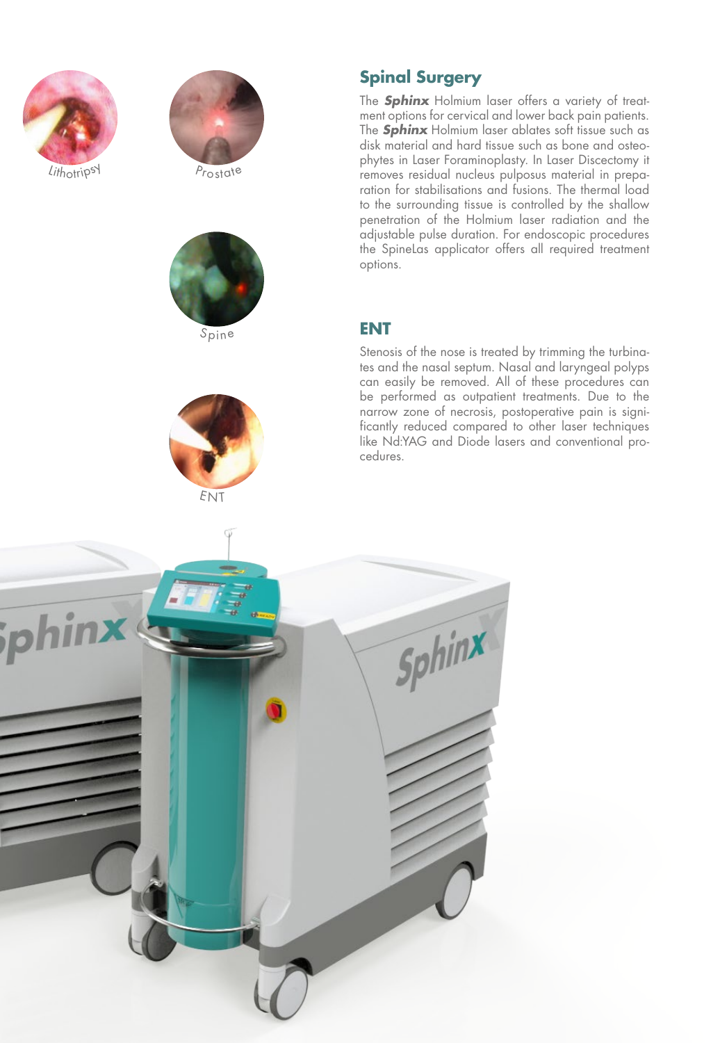Lithotripsy

Prostate

Spine

ENT

## Spinal Surgery

The ***Sphinx*** Holmium laser offers a variety of treatment options for cervical and lower back pain patients. The ***Sphinx*** Holmium laser ablates soft tissue such as disk material and hard tissue such as bone and osteophytes in Laser Foraminoplasty. In Laser Discectomy it removes residual nucleus pulposus material in preparation for stabilisations and fusions. The thermal load to the surrounding tissue is controlled by the shallow penetration of the Holmium laser radiation and the adjustable pulse duration. For endoscopic procedures the SpineLas applicator offers all required treatment options.

## ENT

Stenosis of the nose is treated by trimming the turbinates and the nasal septum. Nasal and laryngeal polyps can easily be removed. All of these procedures can be performed as outpatient treatments. Due to the narrow zone of necrosis, postoperative pain is significantly reduced compared to other laser techniques like Nd:YAG and Diode lasers and conventional procedures.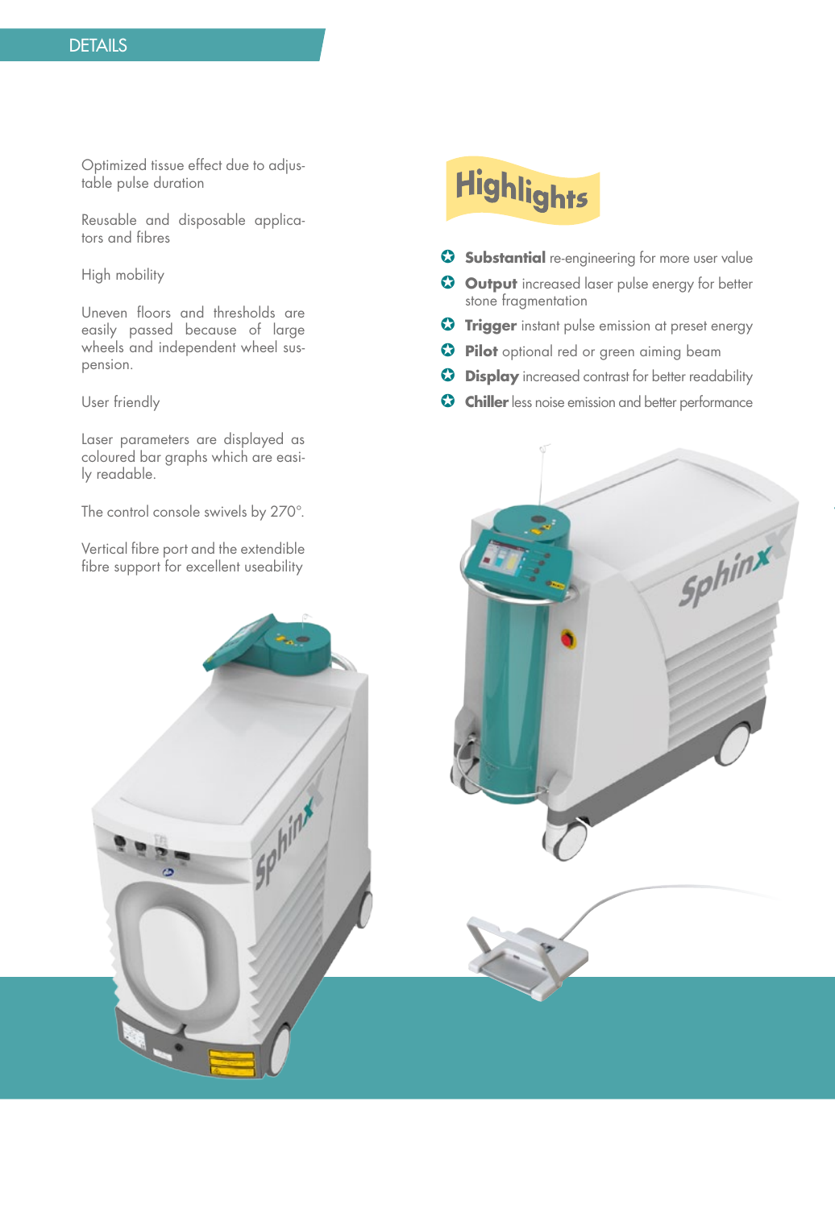# DETAILS

Optimized tissue effect due to adjustable pulse duration

Reusable and disposable applicators and fibres

High mobility

Uneven floors and thresholds are easily passed because of large wheels and independent wheel suspension.

User friendly

Laser parameters are displayed as coloured bar graphs which are easily readable.

The control console swivels by 270°.

Vertical fibre port and the extendible fibre support for excellent useability

## Highlights

- **Substantial** re-engineering for more user value
- **Output** increased laser pulse energy for better stone fragmentation
- **Trigger** instant pulse emission at preset energy
- **Pilot** optional red or green aiming beam
- **Display** increased contrast for better readability
- **Chiller** less noise emission and better performance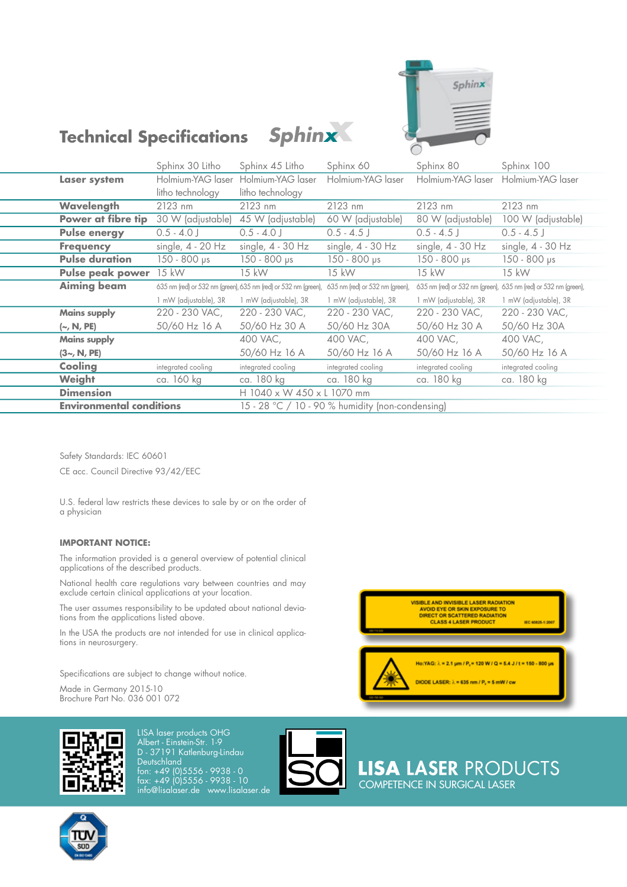# Technical Specifications SphinX

| | Sphinx 30 Litho | Sphinx 45 Litho | Sphinx 60 | Sphinx 80 | Sphinx 100 |
|---|---|---|---|---|---|
| **Laser system** | Holmium-YAG laser litho technology | Holmium-YAG laser litho technology | Holmium-YAG laser | Holmium-YAG laser | Holmium-YAG laser |
| **Wavelength** | 2123 nm | 2123 nm | 2123 nm | 2123 nm | 2123 nm |
| **Power at fibre tip** | 30 W (adjustable) | 45 W (adjustable) | 60 W (adjustable) | 80 W (adjustable) | 100 W (adjustable) |
| **Pulse energy** | 0.5 - 4.0 J | 0.5 - 4.0 J | 0.5 - 4.5 J | 0.5 - 4.5 J | 0.5 - 4.5 J |
| **Frequency** | single, 4 - 20 Hz | single, 4 - 30 Hz | single, 4 - 30 Hz | single, 4 - 30 Hz | single, 4 - 30 Hz |
| **Pulse duration** | 150 - 800 µs | 150 - 800 µs | 150 - 800 µs | 150 - 800 µs | 150 - 800 µs |
| **Pulse peak power** | 15 kW | 15 kW | 15 kW | 15 kW | 15 kW |
| **Aiming beam** | 635 nm (red) or 532 nm (green), 1 mW (adjustable), 3R | 635 nm (red) or 532 nm (green), 1 mW (adjustable), 3R | 635 nm (red) or 532 nm (green), 1 mW (adjustable), 3R | 635 nm (red) or 532 nm (green), 1 mW (adjustable), 3R | 635 nm (red) or 532 nm (green), 1 mW (adjustable), 3R |
| **Mains supply (~, N, PE)** | 220 - 230 VAC, 50/60 Hz 16 A | 220 - 230 VAC, 50/60 Hz 30 A | 220 - 230 VAC, 50/60 Hz 30A | 220 - 230 VAC, 50/60 Hz 30 A | 220 - 230 VAC, 50/60 Hz 30A |
| **Mains supply (3~, N, PE)** | | 400 VAC, 50/60 Hz 16 A | 400 VAC, 50/60 Hz 16 A | 400 VAC, 50/60 Hz 16 A | 400 VAC, 50/60 Hz 16 A |
| **Cooling** | integrated cooling | integrated cooling | integrated cooling | integrated cooling | integrated cooling |
| **Weight** | ca. 160 kg | ca. 180 kg | ca. 180 kg | ca. 180 kg | ca. 180 kg |
| **Dimension** | | H 1040 x W 450 x L 1070 mm | | | |
| **Environmental conditions** | | 15 - 28 °C / 10 - 90 % humidity (non-condensing) | | | |

Safety Standards: IEC 60601

CE acc. Council Directive 93/42/EEC

U.S. federal law restricts these devices to sale by or on the order of a physician

**IMPORTANT NOTICE:**

The information provided is a general overview of potential clinical applications of the described products.

National health care regulations vary between countries and may exclude certain clinical applications at your location.

The user assumes responsibility to be updated about national deviations from the applications listed above.

In the USA the products are not intended for use in clinical applications in neurosurgery.

Specifications are subject to change without notice.

Made in Germany 2015-10
Brochure Part No. 036 001 072

VISIBLE AND INVISIBLE LASER RADIATION
AVOID EYE OR SKIN EXPOSURE TO
DIRECT OR SCATTERED RADIATION
CLASS 4 LASER PRODUCT
IEC 60825-1:2007

Ho:YAG: λ = 2.1 µm / P = 120 W / Q = 5.4 J / t = 150 - 800 µs
DIODE LASER: λ = 635 nm / P = 5 mW / cw

LISA laser products OHG
Albert - Einstein-Str. 1-9
D - 37191 Katlenburg-Lindau
Deutschland
fon: +49 (0)5556 - 9938 - 0
fax: +49 (0)5556 - 9938 - 10
info@lisalaser.de www.lisalaser.de

**LISA LASER** PRODUCTS
COMPETENCE IN SURGICAL LASER